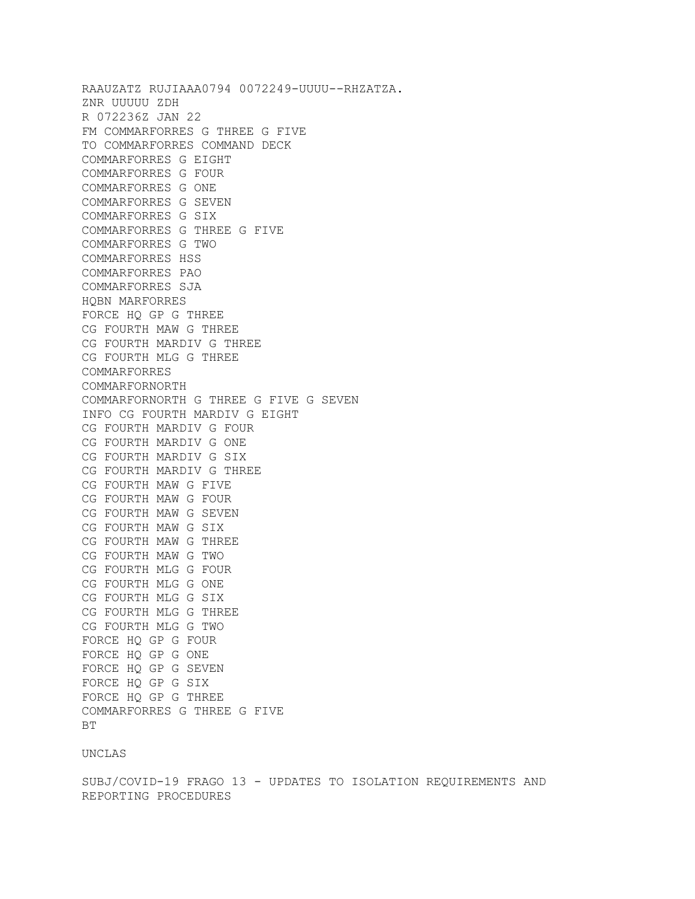RAAUZATZ RUJIAAA0794 0072249-UUUU--RHZATZA.
ZNR UUUUU ZDH
R 072236Z JAN 22
FM COMMARFORRES G THREE G FIVE
TO COMMARFORRES COMMAND DECK
COMMARFORRES G EIGHT
COMMARFORRES G FOUR
COMMARFORRES G ONE
COMMARFORRES G SEVEN
COMMARFORRES G SIX
COMMARFORRES G THREE G FIVE
COMMARFORRES G TWO
COMMARFORRES HSS
COMMARFORRES PAO
COMMARFORRES SJA
HQBN MARFORRES
FORCE HQ GP G THREE
CG FOURTH MAW G THREE
CG FOURTH MARDIV G THREE
CG FOURTH MLG G THREE
COMMARFORRES
COMMARFORNORTH
COMMARFORNORTH G THREE G FIVE G SEVEN
INFO CG FOURTH MARDIV G EIGHT
CG FOURTH MARDIV G FOUR
CG FOURTH MARDIV G ONE
CG FOURTH MARDIV G SIX
CG FOURTH MARDIV G THREE
CG FOURTH MAW G FIVE
CG FOURTH MAW G FOUR
CG FOURTH MAW G SEVEN
CG FOURTH MAW G SIX
CG FOURTH MAW G THREE
CG FOURTH MAW G TWO
CG FOURTH MLG G FOUR
CG FOURTH MLG G ONE
CG FOURTH MLG G SIX
CG FOURTH MLG G THREE
CG FOURTH MLG G TWO
FORCE HQ GP G FOUR
FORCE HQ GP G ONE
FORCE HQ GP G SEVEN
FORCE HQ GP G SIX
FORCE HQ GP G THREE
COMMARFORRES G THREE G FIVE
BT

UNCLAS

SUBJ/COVID-19 FRAGO 13 - UPDATES TO ISOLATION REQUIREMENTS AND REPORTING PROCEDURES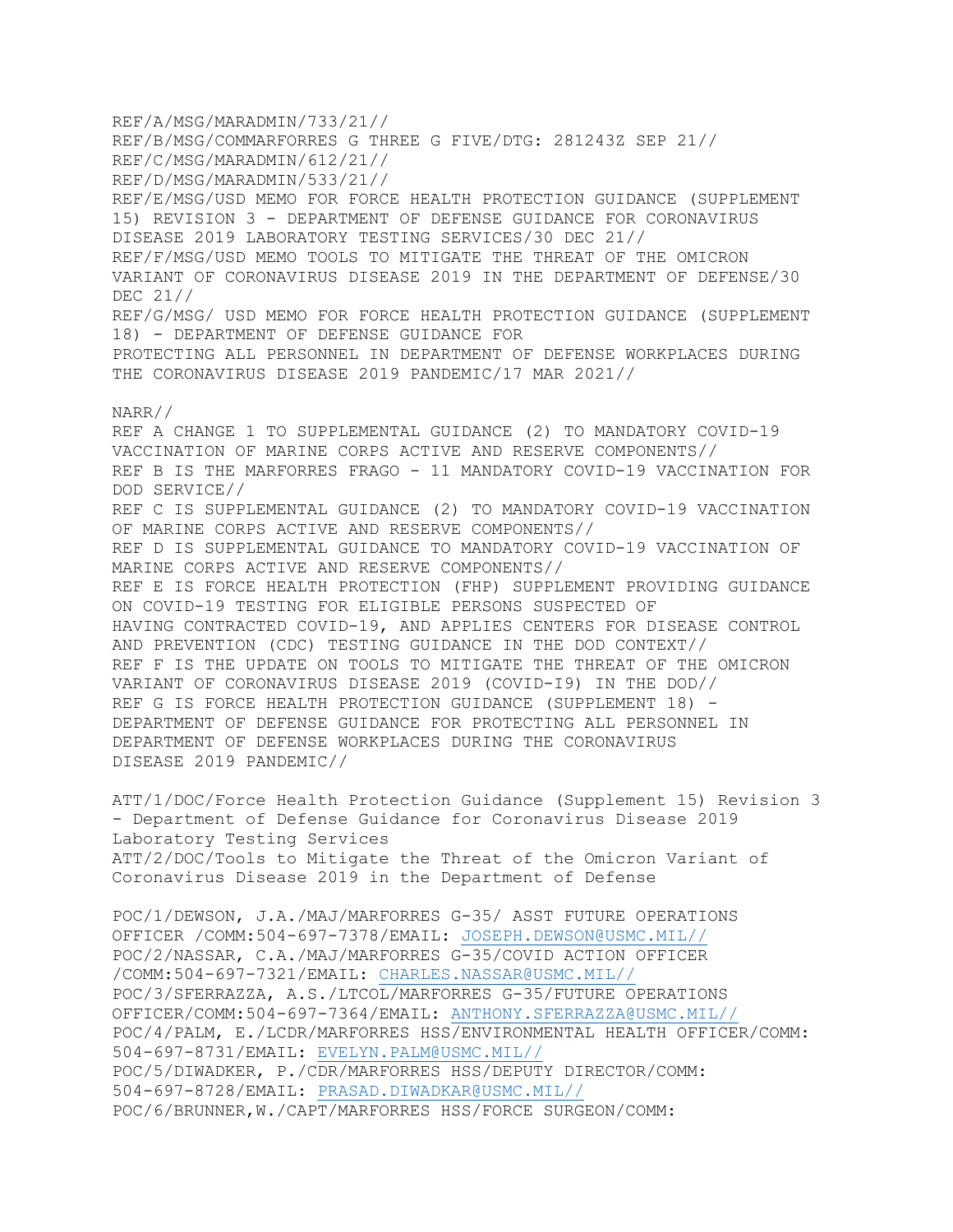REF/A/MSG/MARADMIN/733/21//
REF/B/MSG/COMMARFORRES G THREE G FIVE/DTG: 281243Z SEP 21//
REF/C/MSG/MARADMIN/612/21//
REF/D/MSG/MARADMIN/533/21//
REF/E/MSG/USD MEMO FOR FORCE HEALTH PROTECTION GUIDANCE (SUPPLEMENT 15) REVISION 3 - DEPARTMENT OF DEFENSE GUIDANCE FOR CORONAVIRUS DISEASE 2019 LABORATORY TESTING SERVICES/30 DEC 21//
REF/F/MSG/USD MEMO TOOLS TO MITIGATE THE THREAT OF THE OMICRON VARIANT OF CORONAVIRUS DISEASE 2019 IN THE DEPARTMENT OF DEFENSE/30 DEC 21//
REF/G/MSG/ USD MEMO FOR FORCE HEALTH PROTECTION GUIDANCE (SUPPLEMENT 18) - DEPARTMENT OF DEFENSE GUIDANCE FOR PROTECTING ALL PERSONNEL IN DEPARTMENT OF DEFENSE WORKPLACES DURING THE CORONAVIRUS DISEASE 2019 PANDEMIC/17 MAR 2021//

NARR//
REF A CHANGE 1 TO SUPPLEMENTAL GUIDANCE (2) TO MANDATORY COVID-19 VACCINATION OF MARINE CORPS ACTIVE AND RESERVE COMPONENTS//
REF B IS THE MARFORRES FRAGO - 11 MANDATORY COVID-19 VACCINATION FOR DOD SERVICE//
REF C IS SUPPLEMENTAL GUIDANCE (2) TO MANDATORY COVID-19 VACCINATION OF MARINE CORPS ACTIVE AND RESERVE COMPONENTS//
REF D IS SUPPLEMENTAL GUIDANCE TO MANDATORY COVID-19 VACCINATION OF MARINE CORPS ACTIVE AND RESERVE COMPONENTS//
REF E IS FORCE HEALTH PROTECTION (FHP) SUPPLEMENT PROVIDING GUIDANCE ON COVID-19 TESTING FOR ELIGIBLE PERSONS SUSPECTED OF HAVING CONTRACTED COVID-19, AND APPLIES CENTERS FOR DISEASE CONTROL AND PREVENTION (CDC) TESTING GUIDANCE IN THE DOD CONTEXT//
REF F IS THE UPDATE ON TOOLS TO MITIGATE THE THREAT OF THE OMICRON VARIANT OF CORONAVIRUS DISEASE 2019 (COVID-I9) IN THE DOD//
REF G IS FORCE HEALTH PROTECTION GUIDANCE (SUPPLEMENT 18) - DEPARTMENT OF DEFENSE GUIDANCE FOR PROTECTING ALL PERSONNEL IN DEPARTMENT OF DEFENSE WORKPLACES DURING THE CORONAVIRUS DISEASE 2019 PANDEMIC//

ATT/1/DOC/Force Health Protection Guidance (Supplement 15) Revision 3 - Department of Defense Guidance for Coronavirus Disease 2019 Laboratory Testing Services
ATT/2/DOC/Tools to Mitigate the Threat of the Omicron Variant of Coronavirus Disease 2019 in the Department of Defense

POC/1/DEWSON, J.A./MAJ/MARFORRES G-35/ ASST FUTURE OPERATIONS OFFICER /COMM:504-697-7378/EMAIL: JOSEPH.DEWSON@USMC.MIL//
POC/2/NASSAR, C.A./MAJ/MARFORRES G-35/COVID ACTION OFFICER /COMM:504-697-7321/EMAIL: CHARLES.NASSAR@USMC.MIL//
POC/3/SFERRAZZA, A.S./LTCOL/MARFORRES G-35/FUTURE OPERATIONS OFFICER/COMM:504-697-7364/EMAIL: ANTHONY.SFERRAZZA@USMC.MIL//
POC/4/PALM, E./LCDR/MARFORRES HSS/ENVIRONMENTAL HEALTH OFFICER/COMM: 504-697-8731/EMAIL: EVELYN.PALM@USMC.MIL//
POC/5/DIWADKER, P./CDR/MARFORRES HSS/DEPUTY DIRECTOR/COMM: 504-697-8728/EMAIL: PRASAD.DIWADKAR@USMC.MIL//
POC/6/BRUNNER,W./CAPT/MARFORRES HSS/FORCE SURGEON/COMM: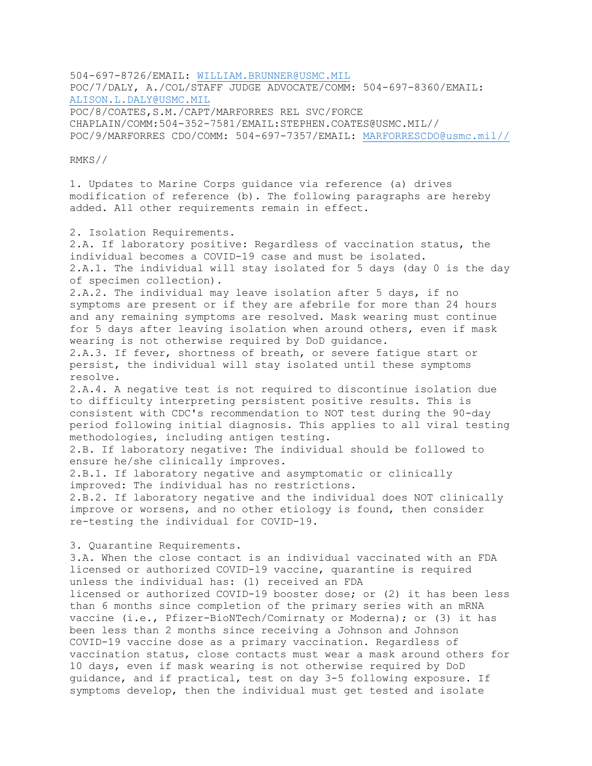504-697-8726/EMAIL: WILLIAM.BRUNNER@USMC.MIL
POC/7/DALY, A./COL/STAFF JUDGE ADVOCATE/COMM: 504-697-8360/EMAIL: ALISON.L.DALY@USMC.MIL
POC/8/COATES,S.M./CAPT/MARFORRES REL SVC/FORCE CHAPLAIN/COMM:504-352-7581/EMAIL:STEPHEN.COATES@USMC.MIL//
POC/9/MARFORRES CDO/COMM: 504-697-7357/EMAIL: MARFORRESCDO@usmc.mil//

RMKS//

1. Updates to Marine Corps guidance via reference (a) drives modification of reference (b). The following paragraphs are hereby added. All other requirements remain in effect.

2. Isolation Requirements.
2.A. If laboratory positive: Regardless of vaccination status, the individual becomes a COVID-19 case and must be isolated.
2.A.1. The individual will stay isolated for 5 days (day 0 is the day of specimen collection).
2.A.2. The individual may leave isolation after 5 days, if no symptoms are present or if they are afebrile for more than 24 hours and any remaining symptoms are resolved. Mask wearing must continue for 5 days after leaving isolation when around others, even if mask wearing is not otherwise required by DoD guidance.
2.A.3. If fever, shortness of breath, or severe fatigue start or persist, the individual will stay isolated until these symptoms resolve.
2.A.4. A negative test is not required to discontinue isolation due to difficulty interpreting persistent positive results. This is consistent with CDC's recommendation to NOT test during the 90-day period following initial diagnosis. This applies to all viral testing methodologies, including antigen testing.
2.B. If laboratory negative: The individual should be followed to ensure he/she clinically improves.
2.B.1. If laboratory negative and asymptomatic or clinically improved: The individual has no restrictions.
2.B.2. If laboratory negative and the individual does NOT clinically improve or worsens, and no other etiology is found, then consider re-testing the individual for COVID-19.

3. Quarantine Requirements.
3.A. When the close contact is an individual vaccinated with an FDA licensed or authorized COVID-19 vaccine, quarantine is required unless the individual has: (1) received an FDA licensed or authorized COVID-19 booster dose; or (2) it has been less than 6 months since completion of the primary series with an mRNA vaccine (i.e., Pfizer-BioNTech/Comirnaty or Moderna); or (3) it has been less than 2 months since receiving a Johnson and Johnson COVID-19 vaccine dose as a primary vaccination. Regardless of vaccination status, close contacts must wear a mask around others for 10 days, even if mask wearing is not otherwise required by DoD guidance, and if practical, test on day 3-5 following exposure. If symptoms develop, then the individual must get tested and isolate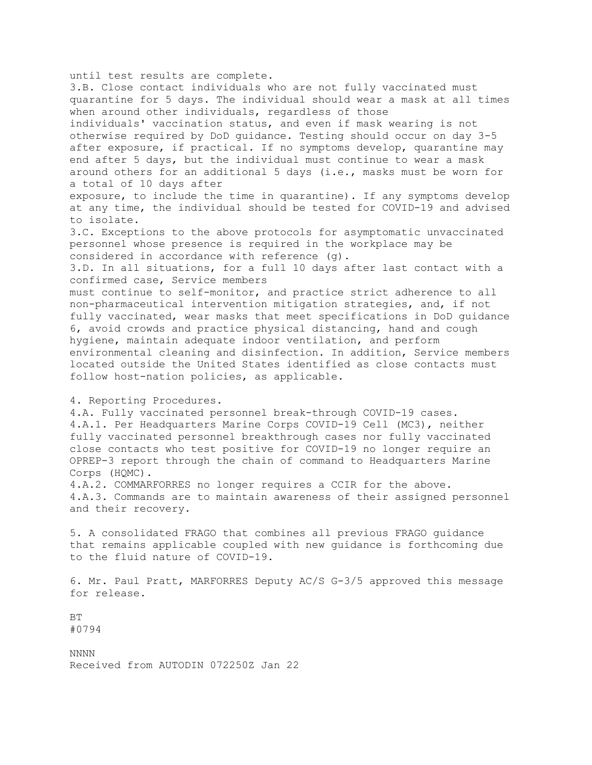until test results are complete.

3.B. Close contact individuals who are not fully vaccinated must quarantine for 5 days. The individual should wear a mask at all times when around other individuals, regardless of those individuals' vaccination status, and even if mask wearing is not otherwise required by DoD guidance. Testing should occur on day 3-5 after exposure, if practical. If no symptoms develop, quarantine may end after 5 days, but the individual must continue to wear a mask around others for an additional 5 days (i.e., masks must be worn for a total of 10 days after exposure, to include the time in quarantine). If any symptoms develop at any time, the individual should be tested for COVID-19 and advised to isolate.

3.C. Exceptions to the above protocols for asymptomatic unvaccinated personnel whose presence is required in the workplace may be considered in accordance with reference (g).

3.D. In all situations, for a full 10 days after last contact with a confirmed case, Service members must continue to self-monitor, and practice strict adherence to all non-pharmaceutical intervention mitigation strategies, and, if not fully vaccinated, wear masks that meet specifications in DoD guidance 6, avoid crowds and practice physical distancing, hand and cough hygiene, maintain adequate indoor ventilation, and perform environmental cleaning and disinfection. In addition, Service members located outside the United States identified as close contacts must follow host-nation policies, as applicable.

4. Reporting Procedures.

4.A. Fully vaccinated personnel break-through COVID-19 cases.

4.A.1. Per Headquarters Marine Corps COVID-19 Cell (MC3), neither fully vaccinated personnel breakthrough cases nor fully vaccinated close contacts who test positive for COVID-19 no longer require an OPREP-3 report through the chain of command to Headquarters Marine Corps (HQMC).

4.A.2. COMMARFORRES no longer requires a CCIR for the above.

4.A.3. Commands are to maintain awareness of their assigned personnel and their recovery.

5. A consolidated FRAGO that combines all previous FRAGO guidance that remains applicable coupled with new guidance is forthcoming due to the fluid nature of COVID-19.

6. Mr. Paul Pratt, MARFORRES Deputy AC/S G-3/5 approved this message for release.

BT
#0794

NNNN
Received from AUTODIN 072250Z Jan 22